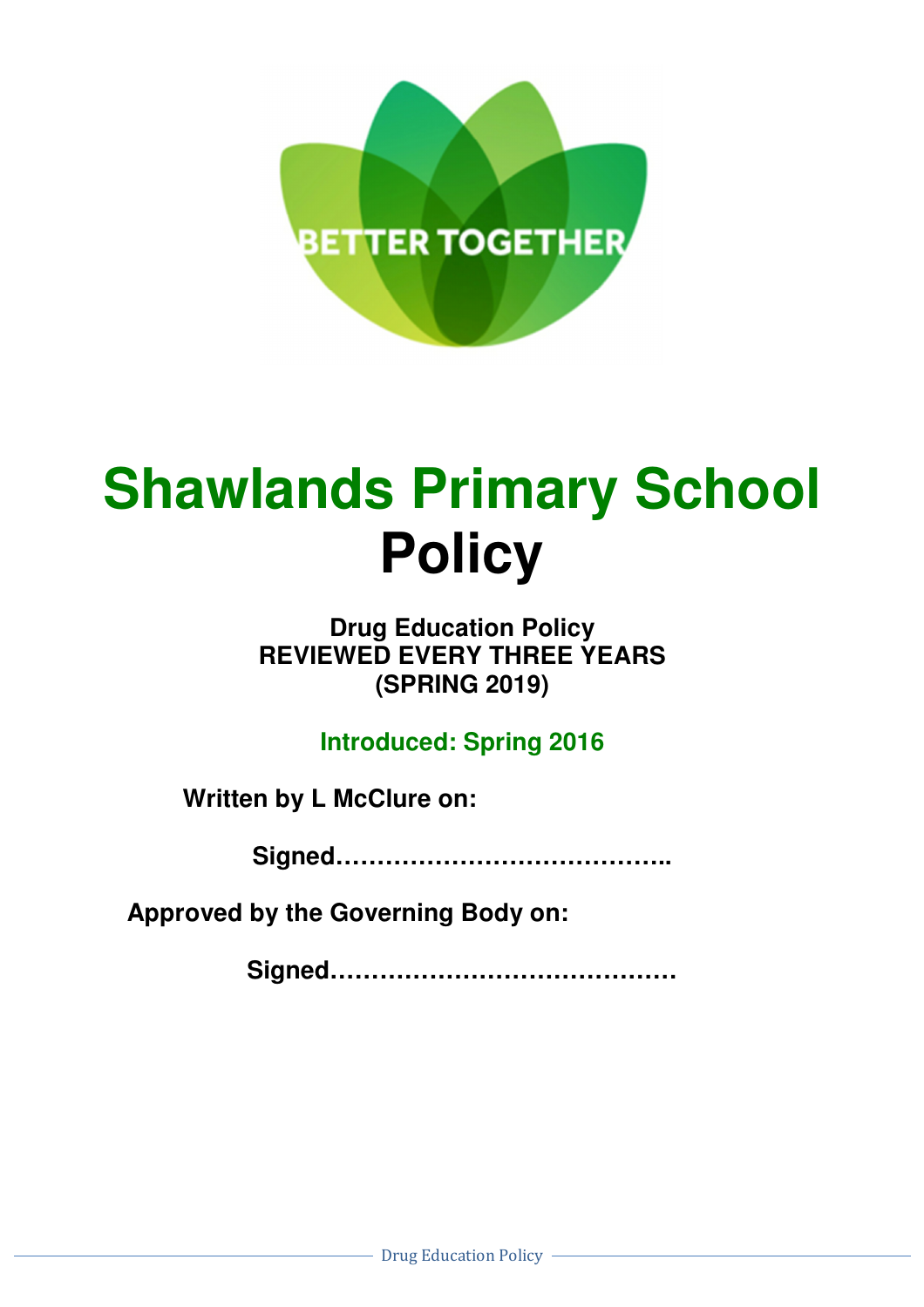BETTER TOGETHER

# Shawlands Primary School
# Policy

**Drug Education Policy**
**REVIEWED EVERY THREE YEARS**
**(SPRING 2019)**

**Introduced: Spring 2016**

**Written by L McClure on:**

**Signed…………………………………..**

**Approved by the Governing Body on:**

**Signed……………………………………**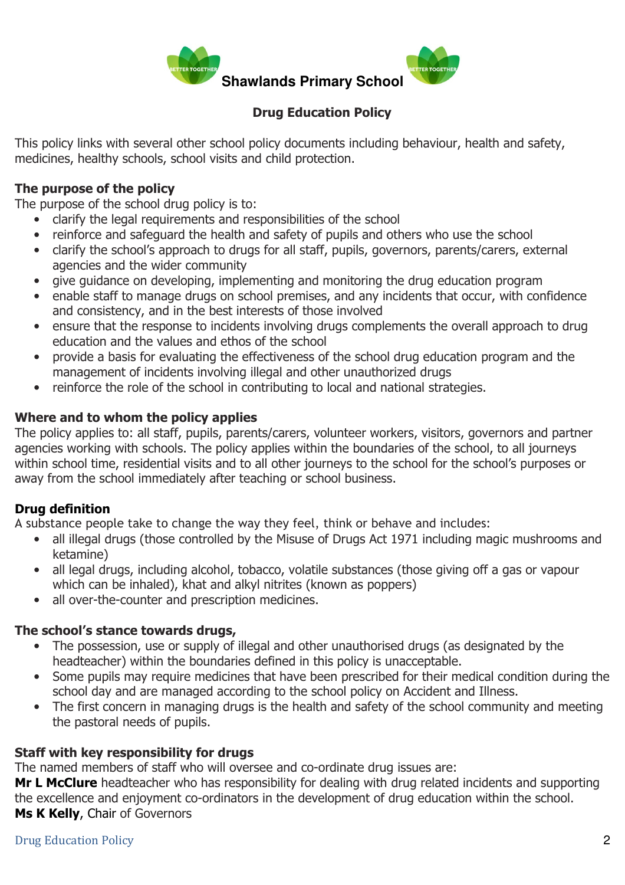**Shawlands Primary School**

**Drug Education Policy**

This policy links with several other school policy documents including behaviour, health and safety, medicines, healthy schools, school visits and child protection.

**The purpose of the policy**

The purpose of the school drug policy is to:

- clarify the legal requirements and responsibilities of the school
- reinforce and safeguard the health and safety of pupils and others who use the school
- clarify the school's approach to drugs for all staff, pupils, governors, parents/carers, external agencies and the wider community
- give guidance on developing, implementing and monitoring the drug education program
- enable staff to manage drugs on school premises, and any incidents that occur, with confidence and consistency, and in the best interests of those involved
- ensure that the response to incidents involving drugs complements the overall approach to drug education and the values and ethos of the school
- provide a basis for evaluating the effectiveness of the school drug education program and the management of incidents involving illegal and other unauthorized drugs
- reinforce the role of the school in contributing to local and national strategies.

**Where and to whom the policy applies**

The policy applies to: all staff, pupils, parents/carers, volunteer workers, visitors, governors and partner agencies working with schools. The policy applies within the boundaries of the school, to all journeys within school time, residential visits and to all other journeys to the school for the school's purposes or away from the school immediately after teaching or school business.

**Drug definition**

A substance people take to change the way they feel, think or behave and includes:

- all illegal drugs (those controlled by the Misuse of Drugs Act 1971 including magic mushrooms and ketamine)
- all legal drugs, including alcohol, tobacco, volatile substances (those giving off a gas or vapour which can be inhaled), khat and alkyl nitrites (known as poppers)
- all over-the-counter and prescription medicines.

**The school's stance towards drugs,**

- The possession, use or supply of illegal and other unauthorised drugs (as designated by the headteacher) within the boundaries defined in this policy is unacceptable.
- Some pupils may require medicines that have been prescribed for their medical condition during the school day and are managed according to the school policy on Accident and Illness.
- The first concern in managing drugs is the health and safety of the school community and meeting the pastoral needs of pupils.

**Staff with key responsibility for drugs**

The named members of staff who will oversee and co-ordinate drug issues are:

**Mr L McClure** headteacher who has responsibility for dealing with drug related incidents and supporting the excellence and enjoyment co-ordinators in the development of drug education within the school.

**Ms K Kelly**, Chair of Governors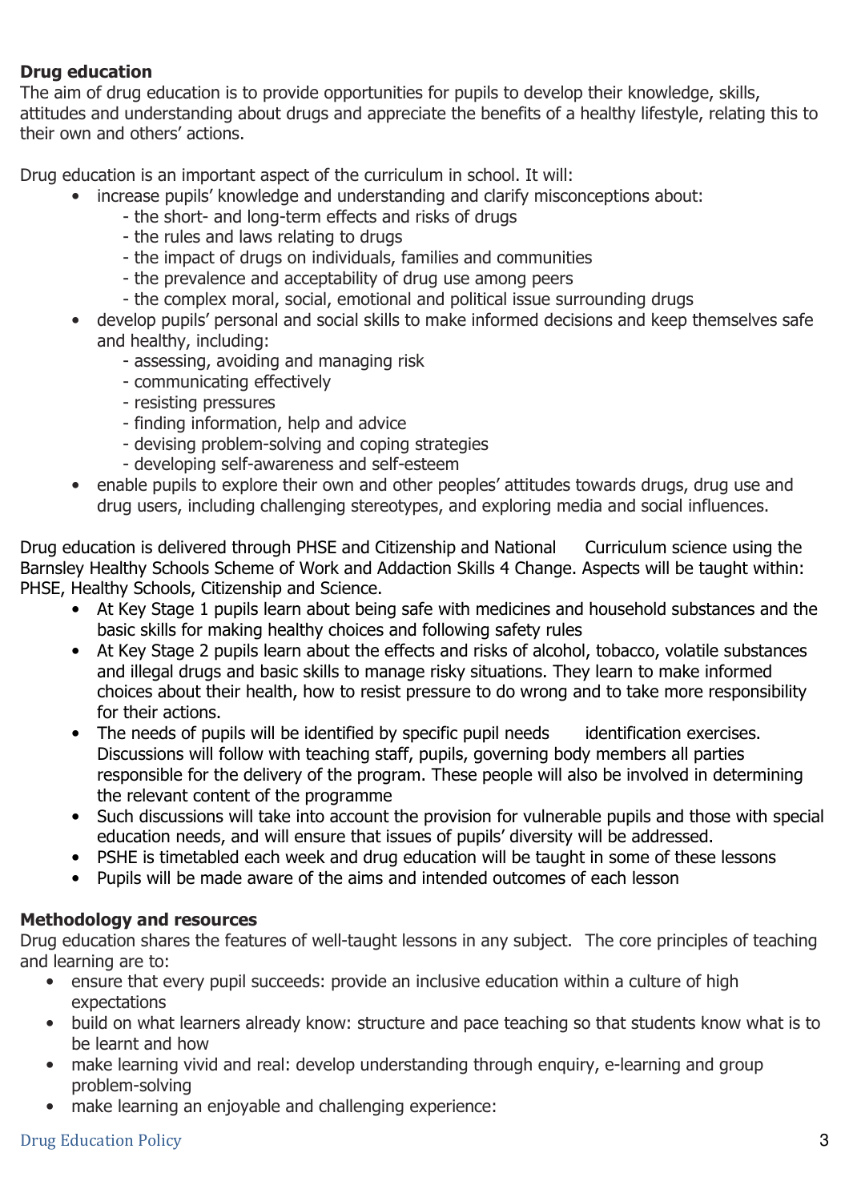**Drug education**

The aim of drug education is to provide opportunities for pupils to develop their knowledge, skills, attitudes and understanding about drugs and appreciate the benefits of a healthy lifestyle, relating this to their own and others' actions.

Drug education is an important aspect of the curriculum in school. It will:

- increase pupils' knowledge and understanding and clarify misconceptions about:
  - the short- and long-term effects and risks of drugs
  - the rules and laws relating to drugs
  - the impact of drugs on individuals, families and communities
  - the prevalence and acceptability of drug use among peers
  - the complex moral, social, emotional and political issue surrounding drugs
- develop pupils' personal and social skills to make informed decisions and keep themselves safe and healthy, including:
  - assessing, avoiding and managing risk
  - communicating effectively
  - resisting pressures
  - finding information, help and advice
  - devising problem-solving and coping strategies
  - developing self-awareness and self-esteem
- enable pupils to explore their own and other peoples' attitudes towards drugs, drug use and drug users, including challenging stereotypes, and exploring media and social influences.

Drug education is delivered through PHSE and Citizenship and National Curriculum science using the Barnsley Healthy Schools Scheme of Work and Addaction Skills 4 Change. Aspects will be taught within: PHSE, Healthy Schools, Citizenship and Science.

- At Key Stage 1 pupils learn about being safe with medicines and household substances and the basic skills for making healthy choices and following safety rules
- At Key Stage 2 pupils learn about the effects and risks of alcohol, tobacco, volatile substances and illegal drugs and basic skills to manage risky situations. They learn to make informed choices about their health, how to resist pressure to do wrong and to take more responsibility for their actions.
- The needs of pupils will be identified by specific pupil needs identification exercises. Discussions will follow with teaching staff, pupils, governing body members all parties responsible for the delivery of the program. These people will also be involved in determining the relevant content of the programme
- Such discussions will take into account the provision for vulnerable pupils and those with special education needs, and will ensure that issues of pupils' diversity will be addressed.
- PSHE is timetabled each week and drug education will be taught in some of these lessons
- Pupils will be made aware of the aims and intended outcomes of each lesson

**Methodology and resources**

Drug education shares the features of well-taught lessons in any subject. The core principles of teaching and learning are to:

- ensure that every pupil succeeds: provide an inclusive education within a culture of high expectations
- build on what learners already know: structure and pace teaching so that students know what is to be learnt and how
- make learning vivid and real: develop understanding through enquiry, e-learning and group problem-solving
- make learning an enjoyable and challenging experience: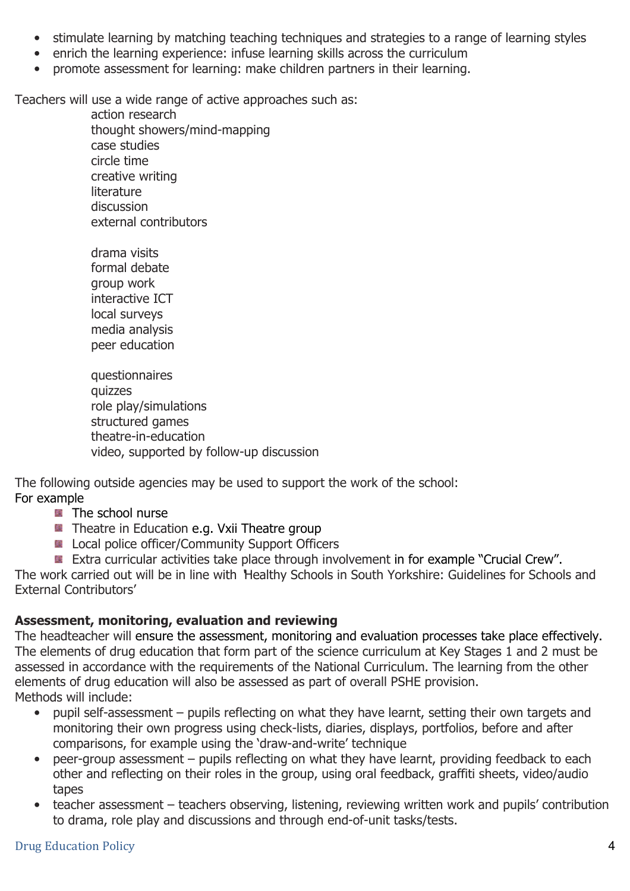- stimulate learning by matching teaching techniques and strategies to a range of learning styles
- enrich the learning experience: infuse learning skills across the curriculum
- promote assessment for learning: make children partners in their learning.

Teachers will use a wide range of active approaches such as:

action research
thought showers/mind-mapping
case studies
circle time
creative writing
literature
discussion
external contributors

drama visits
formal debate
group work
interactive ICT
local surveys
media analysis
peer education

questionnaires
quizzes
role play/simulations
structured games
theatre-in-education
video, supported by follow-up discussion

The following outside agencies may be used to support the work of the school:
For example

- The school nurse
- Theatre in Education e.g. Vxii Theatre group
- Local police officer/Community Support Officers
- Extra curricular activities take place through involvement in for example "Crucial Crew".

The work carried out will be in line with 'Healthy Schools in South Yorkshire: Guidelines for Schools and External Contributors'

**Assessment, monitoring, evaluation and reviewing**

The headteacher will ensure the assessment, monitoring and evaluation processes take place effectively. The elements of drug education that form part of the science curriculum at Key Stages 1 and 2 must be assessed in accordance with the requirements of the National Curriculum. The learning from the other elements of drug education will also be assessed as part of overall PSHE provision.
Methods will include:

- pupil self-assessment – pupils reflecting on what they have learnt, setting their own targets and monitoring their own progress using check-lists, diaries, displays, portfolios, before and after comparisons, for example using the 'draw-and-write' technique
- peer-group assessment – pupils reflecting on what they have learnt, providing feedback to each other and reflecting on their roles in the group, using oral feedback, graffiti sheets, video/audio tapes
- teacher assessment – teachers observing, listening, reviewing written work and pupils' contribution to drama, role play and discussions and through end-of-unit tasks/tests.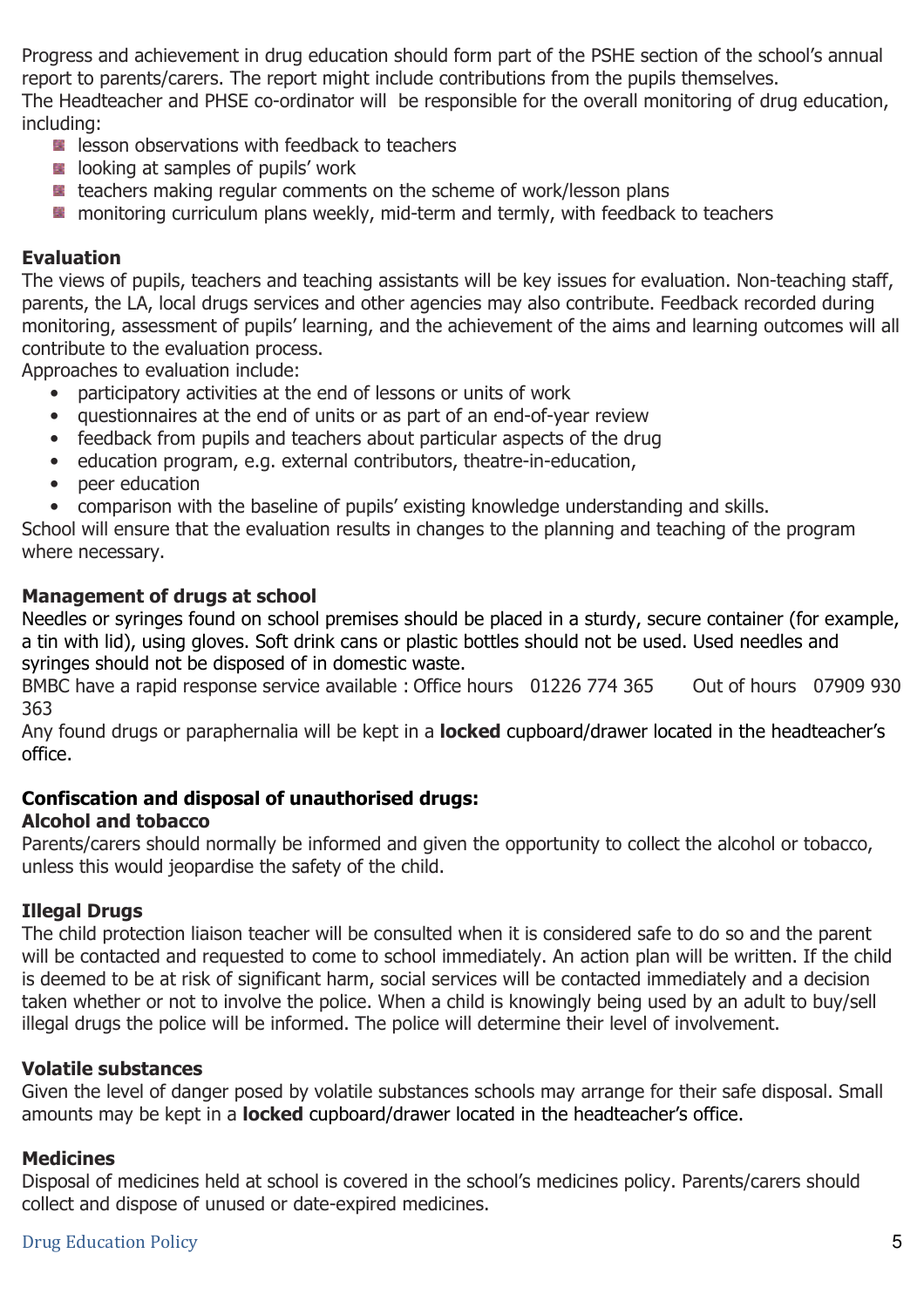Progress and achievement in drug education should form part of the PSHE section of the school's annual report to parents/carers. The report might include contributions from the pupils themselves.
The Headteacher and PHSE co-ordinator will be responsible for the overall monitoring of drug education, including:

- lesson observations with feedback to teachers
- looking at samples of pupils' work
- teachers making regular comments on the scheme of work/lesson plans
- monitoring curriculum plans weekly, mid-term and termly, with feedback to teachers

**Evaluation**
The views of pupils, teachers and teaching assistants will be key issues for evaluation. Non-teaching staff, parents, the LA, local drugs services and other agencies may also contribute. Feedback recorded during monitoring, assessment of pupils' learning, and the achievement of the aims and learning outcomes will all contribute to the evaluation process.
Approaches to evaluation include:

- participatory activities at the end of lessons or units of work
- questionnaires at the end of units or as part of an end-of-year review
- feedback from pupils and teachers about particular aspects of the drug
- education program, e.g. external contributors, theatre-in-education,
- peer education
- comparison with the baseline of pupils' existing knowledge understanding and skills.

School will ensure that the evaluation results in changes to the planning and teaching of the program where necessary.

**Management of drugs at school**
Needles or syringes found on school premises should be placed in a sturdy, secure container (for example, a tin with lid), using gloves. Soft drink cans or plastic bottles should not be used. Used needles and syringes should not be disposed of in domestic waste.
BMBC have a rapid response service available : Office hours 01226 774 365 Out of hours 07909 930 363
Any found drugs or paraphernalia will be kept in a **locked** cupboard/drawer located in the headteacher's office.

**Confiscation and disposal of unauthorised drugs:**
**Alcohol and tobacco**
Parents/carers should normally be informed and given the opportunity to collect the alcohol or tobacco, unless this would jeopardise the safety of the child.

**Illegal Drugs**
The child protection liaison teacher will be consulted when it is considered safe to do so and the parent will be contacted and requested to come to school immediately. An action plan will be written. If the child is deemed to be at risk of significant harm, social services will be contacted immediately and a decision taken whether or not to involve the police. When a child is knowingly being used by an adult to buy/sell illegal drugs the police will be informed. The police will determine their level of involvement.

**Volatile substances**
Given the level of danger posed by volatile substances schools may arrange for their safe disposal. Small amounts may be kept in a **locked** cupboard/drawer located in the headteacher's office.

**Medicines**
Disposal of medicines held at school is covered in the school's medicines policy. Parents/carers should collect and dispose of unused or date-expired medicines.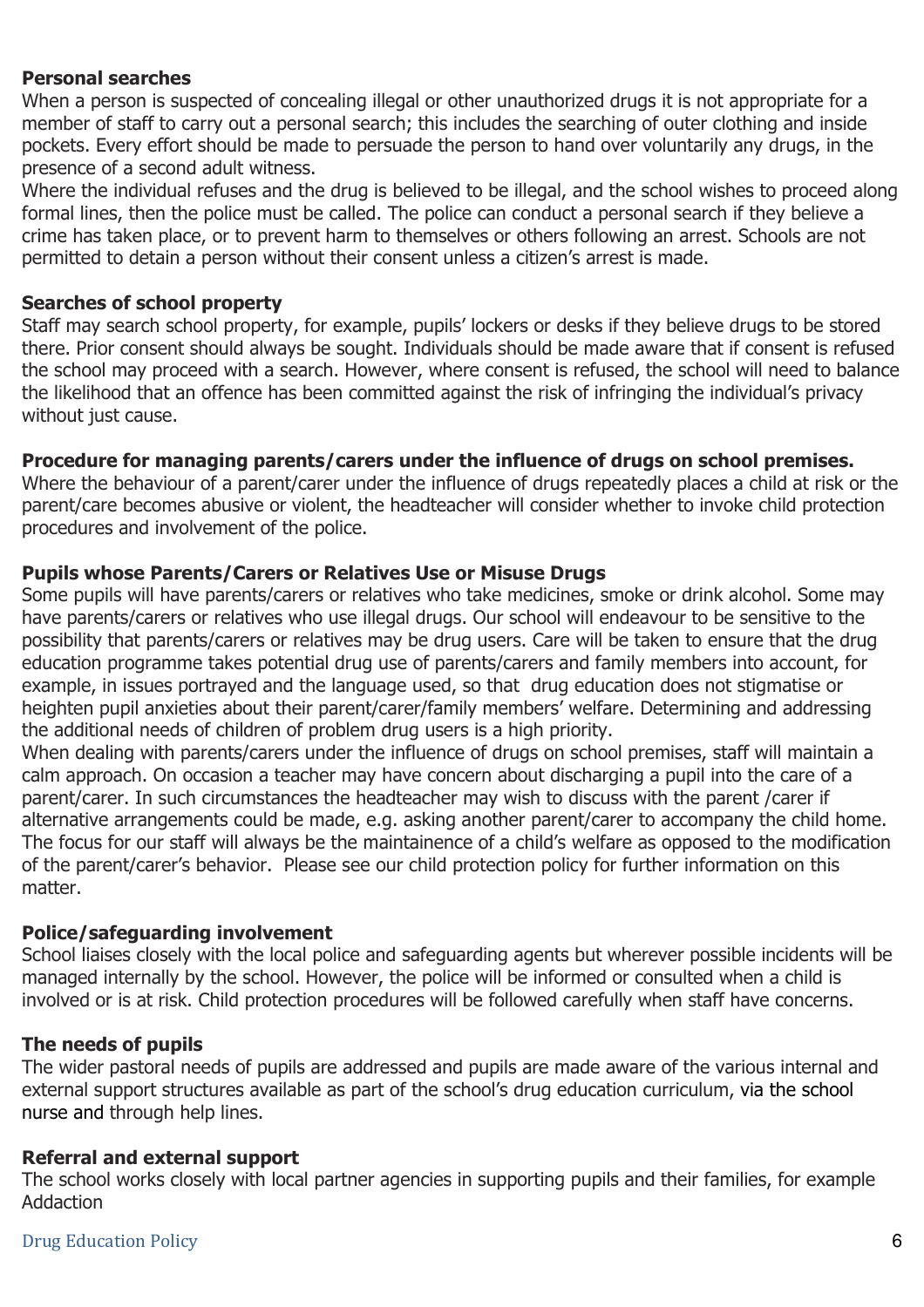**Personal searches**

When a person is suspected of concealing illegal or other unauthorized drugs it is not appropriate for a member of staff to carry out a personal search; this includes the searching of outer clothing and inside pockets. Every effort should be made to persuade the person to hand over voluntarily any drugs, in the presence of a second adult witness.

Where the individual refuses and the drug is believed to be illegal, and the school wishes to proceed along formal lines, then the police must be called. The police can conduct a personal search if they believe a crime has taken place, or to prevent harm to themselves or others following an arrest. Schools are not permitted to detain a person without their consent unless a citizen's arrest is made.

**Searches of school property**

Staff may search school property, for example, pupils' lockers or desks if they believe drugs to be stored there. Prior consent should always be sought. Individuals should be made aware that if consent is refused the school may proceed with a search. However, where consent is refused, the school will need to balance the likelihood that an offence has been committed against the risk of infringing the individual's privacy without just cause.

**Procedure for managing parents/carers under the influence of drugs on school premises.**

Where the behaviour of a parent/carer under the influence of drugs repeatedly places a child at risk or the parent/care becomes abusive or violent, the headteacher will consider whether to invoke child protection procedures and involvement of the police.

**Pupils whose Parents/Carers or Relatives Use or Misuse Drugs**

Some pupils will have parents/carers or relatives who take medicines, smoke or drink alcohol. Some may have parents/carers or relatives who use illegal drugs. Our school will endeavour to be sensitive to the possibility that parents/carers or relatives may be drug users. Care will be taken to ensure that the drug education programme takes potential drug use of parents/carers and family members into account, for example, in issues portrayed and the language used, so that drug education does not stigmatise or heighten pupil anxieties about their parent/carer/family members' welfare. Determining and addressing the additional needs of children of problem drug users is a high priority.

When dealing with parents/carers under the influence of drugs on school premises, staff will maintain a calm approach. On occasion a teacher may have concern about discharging a pupil into the care of a parent/carer. In such circumstances the headteacher may wish to discuss with the parent /carer if alternative arrangements could be made, e.g. asking another parent/carer to accompany the child home. The focus for our staff will always be the maintainence of a child's welfare as opposed to the modification of the parent/carer's behavior. Please see our child protection policy for further information on this matter.

**Police/safeguarding involvement**

School liaises closely with the local police and safeguarding agents but wherever possible incidents will be managed internally by the school. However, the police will be informed or consulted when a child is involved or is at risk. Child protection procedures will be followed carefully when staff have concerns.

**The needs of pupils**

The wider pastoral needs of pupils are addressed and pupils are made aware of the various internal and external support structures available as part of the school's drug education curriculum, via the school nurse and through help lines.

**Referral and external support**

The school works closely with local partner agencies in supporting pupils and their families, for example Addaction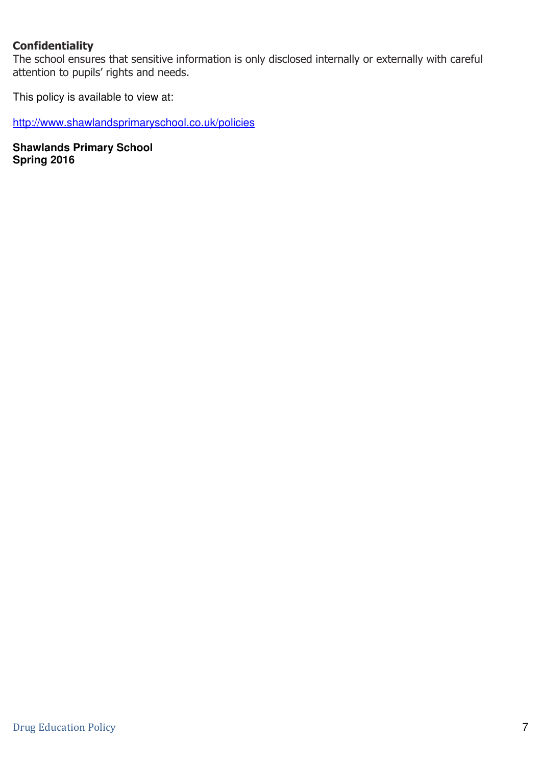## Confidentiality

The school ensures that sensitive information is only disclosed internally or externally with careful attention to pupils' rights and needs.

This policy is available to view at:

http://www.shawlandsprimaryschool.co.uk/policies

**Shawlands Primary School**
**Spring 2016**